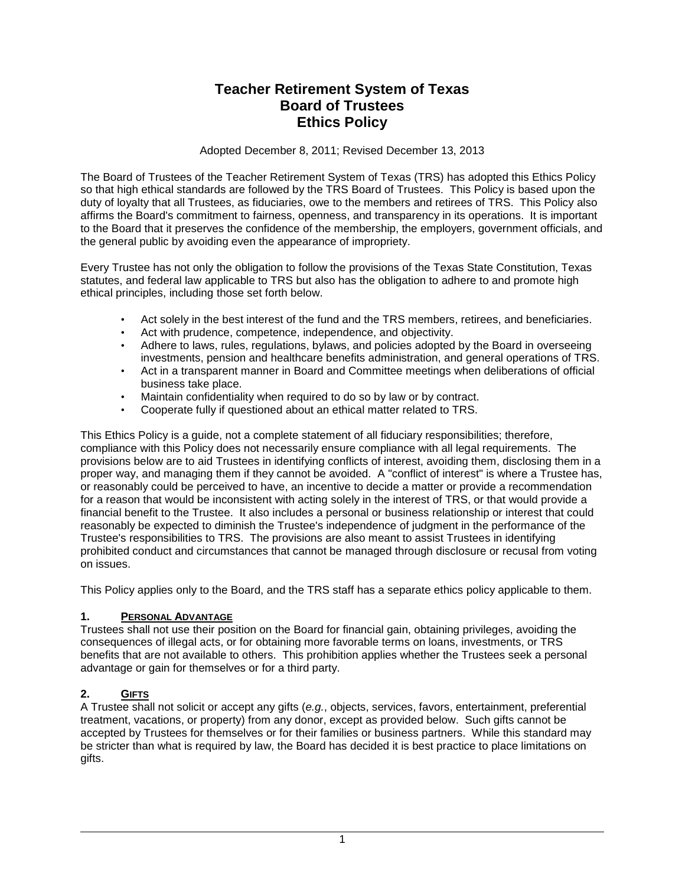# Teacher Retirement System of Texas
# Board of Trustees
# Ethics Policy

Adopted December 8, 2011; Revised December 13, 2013

The Board of Trustees of the Teacher Retirement System of Texas (TRS) has adopted this Ethics Policy so that high ethical standards are followed by the TRS Board of Trustees. This Policy is based upon the duty of loyalty that all Trustees, as fiduciaries, owe to the members and retirees of TRS. This Policy also affirms the Board's commitment to fairness, openness, and transparency in its operations. It is important to the Board that it preserves the confidence of the membership, the employers, government officials, and the general public by avoiding even the appearance of impropriety.

Every Trustee has not only the obligation to follow the provisions of the Texas State Constitution, Texas statutes, and federal law applicable to TRS but also has the obligation to adhere to and promote high ethical principles, including those set forth below.

- Act solely in the best interest of the fund and the TRS members, retirees, and beneficiaries.
- Act with prudence, competence, independence, and objectivity.
- Adhere to laws, rules, regulations, bylaws, and policies adopted by the Board in overseeing investments, pension and healthcare benefits administration, and general operations of TRS.
- Act in a transparent manner in Board and Committee meetings when deliberations of official business take place.
- Maintain confidentiality when required to do so by law or by contract.
- Cooperate fully if questioned about an ethical matter related to TRS.

This Ethics Policy is a guide, not a complete statement of all fiduciary responsibilities; therefore, compliance with this Policy does not necessarily ensure compliance with all legal requirements. The provisions below are to aid Trustees in identifying conflicts of interest, avoiding them, disclosing them in a proper way, and managing them if they cannot be avoided. A "conflict of interest" is where a Trustee has, or reasonably could be perceived to have, an incentive to decide a matter or provide a recommendation for a reason that would be inconsistent with acting solely in the interest of TRS, or that would provide a financial benefit to the Trustee. It also includes a personal or business relationship or interest that could reasonably be expected to diminish the Trustee's independence of judgment in the performance of the Trustee's responsibilities to TRS. The provisions are also meant to assist Trustees in identifying prohibited conduct and circumstances that cannot be managed through disclosure or recusal from voting on issues.

This Policy applies only to the Board, and the TRS staff has a separate ethics policy applicable to them.

## 1. Personal Advantage

Trustees shall not use their position on the Board for financial gain, obtaining privileges, avoiding the consequences of illegal acts, or for obtaining more favorable terms on loans, investments, or TRS benefits that are not available to others. This prohibition applies whether the Trustees seek a personal advantage or gain for themselves or for a third party.

## 2. Gifts

A Trustee shall not solicit or accept any gifts (*e.g.*, objects, services, favors, entertainment, preferential treatment, vacations, or property) from any donor, except as provided below. Such gifts cannot be accepted by Trustees for themselves or for their families or business partners. While this standard may be stricter than what is required by law, the Board has decided it is best practice to place limitations on gifts.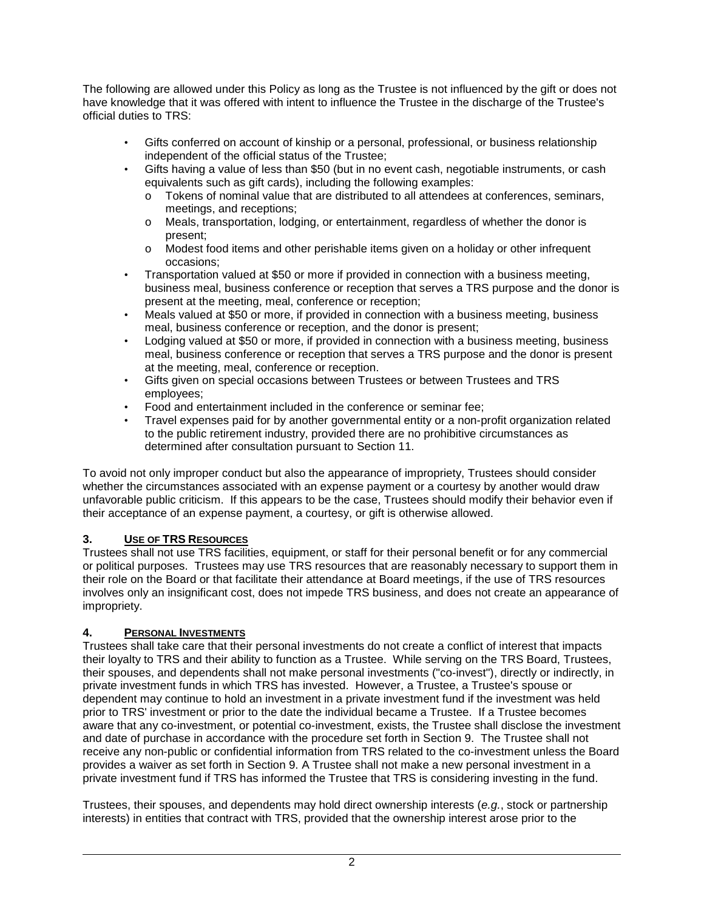The following are allowed under this Policy as long as the Trustee is not influenced by the gift or does not have knowledge that it was offered with intent to influence the Trustee in the discharge of the Trustee's official duties to TRS:

- Gifts conferred on account of kinship or a personal, professional, or business relationship independent of the official status of the Trustee;
- Gifts having a value of less than $50 (but in no event cash, negotiable instruments, or cash equivalents such as gift cards), including the following examples:
  - Tokens of nominal value that are distributed to all attendees at conferences, seminars, meetings, and receptions;
  - Meals, transportation, lodging, or entertainment, regardless of whether the donor is present;
  - Modest food items and other perishable items given on a holiday or other infrequent occasions;
- Transportation valued at $50 or more if provided in connection with a business meeting, business meal, business conference or reception that serves a TRS purpose and the donor is present at the meeting, meal, conference or reception;
- Meals valued at $50 or more, if provided in connection with a business meeting, business meal, business conference or reception, and the donor is present;
- Lodging valued at $50 or more, if provided in connection with a business meeting, business meal, business conference or reception that serves a TRS purpose and the donor is present at the meeting, meal, conference or reception.
- Gifts given on special occasions between Trustees or between Trustees and TRS employees;
- Food and entertainment included in the conference or seminar fee;
- Travel expenses paid for by another governmental entity or a non-profit organization related to the public retirement industry, provided there are no prohibitive circumstances as determined after consultation pursuant to Section 11.

To avoid not only improper conduct but also the appearance of impropriety, Trustees should consider whether the circumstances associated with an expense payment or a courtesy by another would draw unfavorable public criticism. If this appears to be the case, Trustees should modify their behavior even if their acceptance of an expense payment, a courtesy, or gift is otherwise allowed.

### 3. Use of TRS Resources

Trustees shall not use TRS facilities, equipment, or staff for their personal benefit or for any commercial or political purposes. Trustees may use TRS resources that are reasonably necessary to support them in their role on the Board or that facilitate their attendance at Board meetings, if the use of TRS resources involves only an insignificant cost, does not impede TRS business, and does not create an appearance of impropriety.

### 4. Personal Investments

Trustees shall take care that their personal investments do not create a conflict of interest that impacts their loyalty to TRS and their ability to function as a Trustee. While serving on the TRS Board, Trustees, their spouses, and dependents shall not make personal investments ("co-invest"), directly or indirectly, in private investment funds in which TRS has invested. However, a Trustee, a Trustee's spouse or dependent may continue to hold an investment in a private investment fund if the investment was held prior to TRS' investment or prior to the date the individual became a Trustee. If a Trustee becomes aware that any co-investment, or potential co-investment, exists, the Trustee shall disclose the investment and date of purchase in accordance with the procedure set forth in Section 9. The Trustee shall not receive any non-public or confidential information from TRS related to the co-investment unless the Board provides a waiver as set forth in Section 9. A Trustee shall not make a new personal investment in a private investment fund if TRS has informed the Trustee that TRS is considering investing in the fund.

Trustees, their spouses, and dependents may hold direct ownership interests (*e.g.*, stock or partnership interests) in entities that contract with TRS, provided that the ownership interest arose prior to the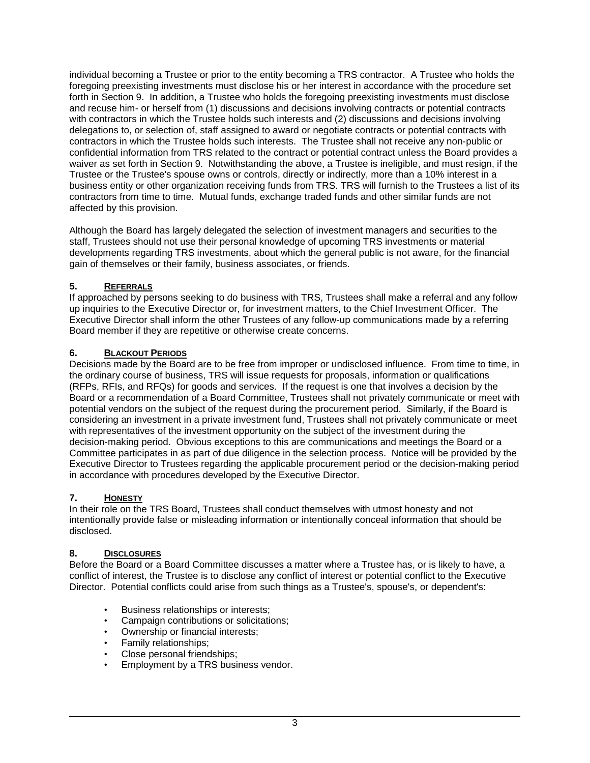individual becoming a Trustee or prior to the entity becoming a TRS contractor. A Trustee who holds the foregoing preexisting investments must disclose his or her interest in accordance with the procedure set forth in Section 9. In addition, a Trustee who holds the foregoing preexisting investments must disclose and recuse him- or herself from (1) discussions and decisions involving contracts or potential contracts with contractors in which the Trustee holds such interests and (2) discussions and decisions involving delegations to, or selection of, staff assigned to award or negotiate contracts or potential contracts with contractors in which the Trustee holds such interests. The Trustee shall not receive any non-public or confidential information from TRS related to the contract or potential contract unless the Board provides a waiver as set forth in Section 9. Notwithstanding the above, a Trustee is ineligible, and must resign, if the Trustee or the Trustee's spouse owns or controls, directly or indirectly, more than a 10% interest in a business entity or other organization receiving funds from TRS. TRS will furnish to the Trustees a list of its contractors from time to time. Mutual funds, exchange traded funds and other similar funds are not affected by this provision.

Although the Board has largely delegated the selection of investment managers and securities to the staff, Trustees should not use their personal knowledge of upcoming TRS investments or material developments regarding TRS investments, about which the general public is not aware, for the financial gain of themselves or their family, business associates, or friends.

## 5. REFERRALS

If approached by persons seeking to do business with TRS, Trustees shall make a referral and any follow up inquiries to the Executive Director or, for investment matters, to the Chief Investment Officer. The Executive Director shall inform the other Trustees of any follow-up communications made by a referring Board member if they are repetitive or otherwise create concerns.

## 6. BLACKOUT PERIODS

Decisions made by the Board are to be free from improper or undisclosed influence. From time to time, in the ordinary course of business, TRS will issue requests for proposals, information or qualifications (RFPs, RFIs, and RFQs) for goods and services. If the request is one that involves a decision by the Board or a recommendation of a Board Committee, Trustees shall not privately communicate or meet with potential vendors on the subject of the request during the procurement period. Similarly, if the Board is considering an investment in a private investment fund, Trustees shall not privately communicate or meet with representatives of the investment opportunity on the subject of the investment during the decision-making period. Obvious exceptions to this are communications and meetings the Board or a Committee participates in as part of due diligence in the selection process. Notice will be provided by the Executive Director to Trustees regarding the applicable procurement period or the decision-making period in accordance with procedures developed by the Executive Director.

## 7. HONESTY

In their role on the TRS Board, Trustees shall conduct themselves with utmost honesty and not intentionally provide false or misleading information or intentionally conceal information that should be disclosed.

## 8. DISCLOSURES

Before the Board or a Board Committee discusses a matter where a Trustee has, or is likely to have, a conflict of interest, the Trustee is to disclose any conflict of interest or potential conflict to the Executive Director. Potential conflicts could arise from such things as a Trustee's, spouse's, or dependent's:

- Business relationships or interests;
- Campaign contributions or solicitations;
- Ownership or financial interests;
- Family relationships;
- Close personal friendships;
- Employment by a TRS business vendor.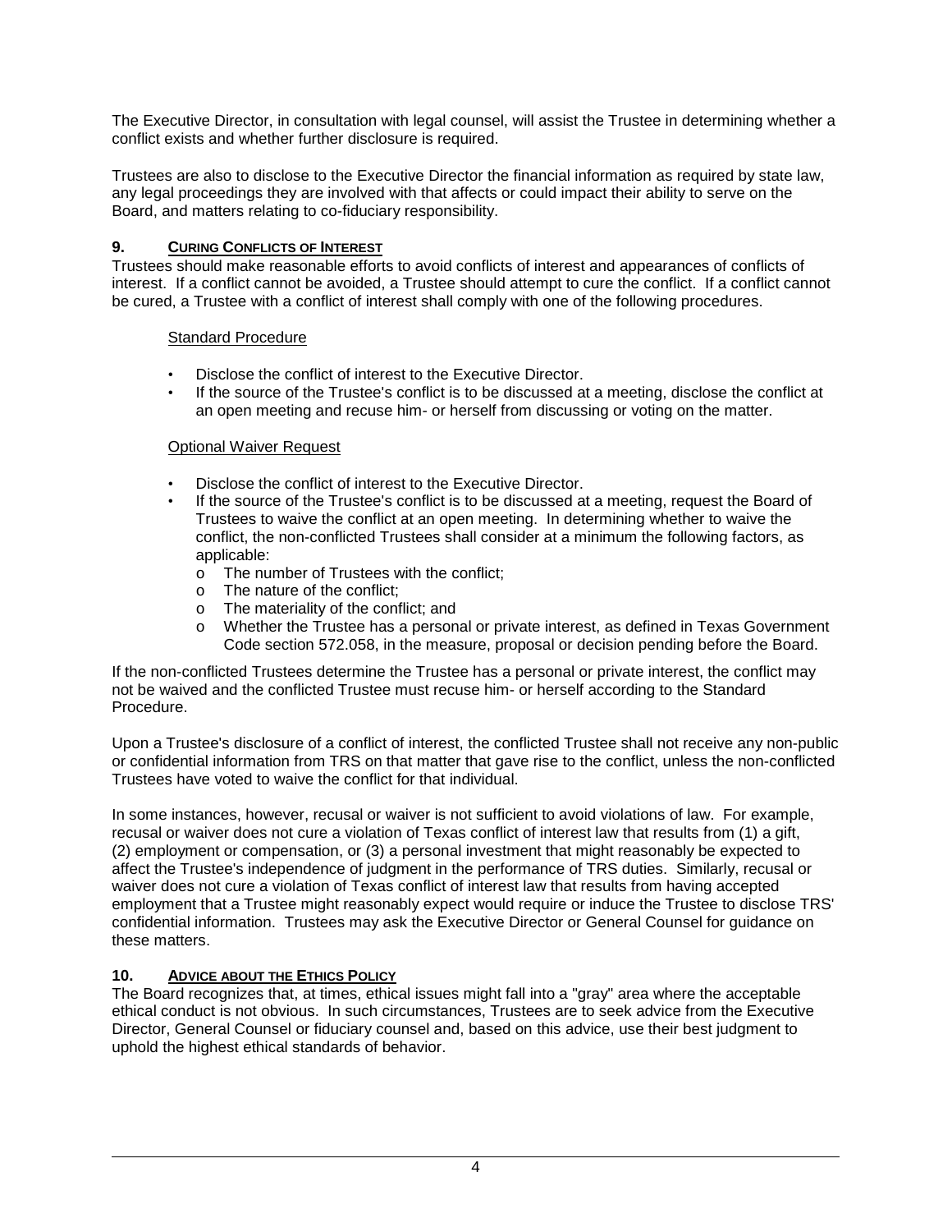The Executive Director, in consultation with legal counsel, will assist the Trustee in determining whether a conflict exists and whether further disclosure is required.

Trustees are also to disclose to the Executive Director the financial information as required by state law, any legal proceedings they are involved with that affects or could impact their ability to serve on the Board, and matters relating to co-fiduciary responsibility.

## 9. Curing Conflicts of Interest

Trustees should make reasonable efforts to avoid conflicts of interest and appearances of conflicts of interest. If a conflict cannot be avoided, a Trustee should attempt to cure the conflict. If a conflict cannot be cured, a Trustee with a conflict of interest shall comply with one of the following procedures.

Standard Procedure

- Disclose the conflict of interest to the Executive Director.
- If the source of the Trustee's conflict is to be discussed at a meeting, disclose the conflict at an open meeting and recuse him- or herself from discussing or voting on the matter.

Optional Waiver Request

- Disclose the conflict of interest to the Executive Director.
- If the source of the Trustee's conflict is to be discussed at a meeting, request the Board of Trustees to waive the conflict at an open meeting. In determining whether to waive the conflict, the non-conflicted Trustees shall consider at a minimum the following factors, as applicable:
  - The number of Trustees with the conflict;
  - The nature of the conflict;
  - The materiality of the conflict; and
  - Whether the Trustee has a personal or private interest, as defined in Texas Government Code section 572.058, in the measure, proposal or decision pending before the Board.

If the non-conflicted Trustees determine the Trustee has a personal or private interest, the conflict may not be waived and the conflicted Trustee must recuse him- or herself according to the Standard Procedure.

Upon a Trustee's disclosure of a conflict of interest, the conflicted Trustee shall not receive any non-public or confidential information from TRS on that matter that gave rise to the conflict, unless the non-conflicted Trustees have voted to waive the conflict for that individual.

In some instances, however, recusal or waiver is not sufficient to avoid violations of law. For example, recusal or waiver does not cure a violation of Texas conflict of interest law that results from (1) a gift, (2) employment or compensation, or (3) a personal investment that might reasonably be expected to affect the Trustee's independence of judgment in the performance of TRS duties. Similarly, recusal or waiver does not cure a violation of Texas conflict of interest law that results from having accepted employment that a Trustee might reasonably expect would require or induce the Trustee to disclose TRS' confidential information. Trustees may ask the Executive Director or General Counsel for guidance on these matters.

## 10. Advice about the Ethics Policy

The Board recognizes that, at times, ethical issues might fall into a "gray" area where the acceptable ethical conduct is not obvious. In such circumstances, Trustees are to seek advice from the Executive Director, General Counsel or fiduciary counsel and, based on this advice, use their best judgment to uphold the highest ethical standards of behavior.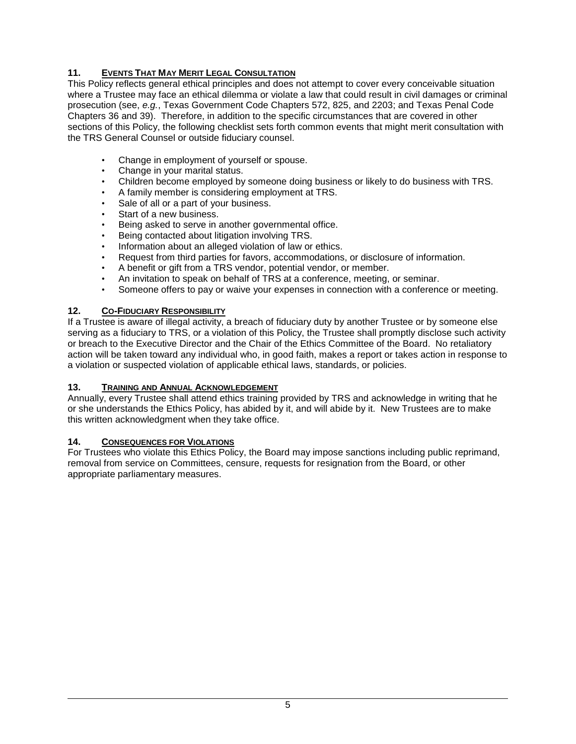## 11. EVENTS THAT MAY MERIT LEGAL CONSULTATION

This Policy reflects general ethical principles and does not attempt to cover every conceivable situation where a Trustee may face an ethical dilemma or violate a law that could result in civil damages or criminal prosecution (see, *e.g.*, Texas Government Code Chapters 572, 825, and 2203; and Texas Penal Code Chapters 36 and 39). Therefore, in addition to the specific circumstances that are covered in other sections of this Policy, the following checklist sets forth common events that might merit consultation with the TRS General Counsel or outside fiduciary counsel.

- Change in employment of yourself or spouse.
- Change in your marital status.
- Children become employed by someone doing business or likely to do business with TRS.
- A family member is considering employment at TRS.
- Sale of all or a part of your business.
- Start of a new business.
- Being asked to serve in another governmental office.
- Being contacted about litigation involving TRS.
- Information about an alleged violation of law or ethics.
- Request from third parties for favors, accommodations, or disclosure of information.
- A benefit or gift from a TRS vendor, potential vendor, or member.
- An invitation to speak on behalf of TRS at a conference, meeting, or seminar.
- Someone offers to pay or waive your expenses in connection with a conference or meeting.

## 12. CO-FIDUCIARY RESPONSIBILITY

If a Trustee is aware of illegal activity, a breach of fiduciary duty by another Trustee or by someone else serving as a fiduciary to TRS, or a violation of this Policy, the Trustee shall promptly disclose such activity or breach to the Executive Director and the Chair of the Ethics Committee of the Board. No retaliatory action will be taken toward any individual who, in good faith, makes a report or takes action in response to a violation or suspected violation of applicable ethical laws, standards, or policies.

## 13. TRAINING AND ANNUAL ACKNOWLEDGEMENT

Annually, every Trustee shall attend ethics training provided by TRS and acknowledge in writing that he or she understands the Ethics Policy, has abided by it, and will abide by it. New Trustees are to make this written acknowledgment when they take office.

## 14. CONSEQUENCES FOR VIOLATIONS

For Trustees who violate this Ethics Policy, the Board may impose sanctions including public reprimand, removal from service on Committees, censure, requests for resignation from the Board, or other appropriate parliamentary measures.